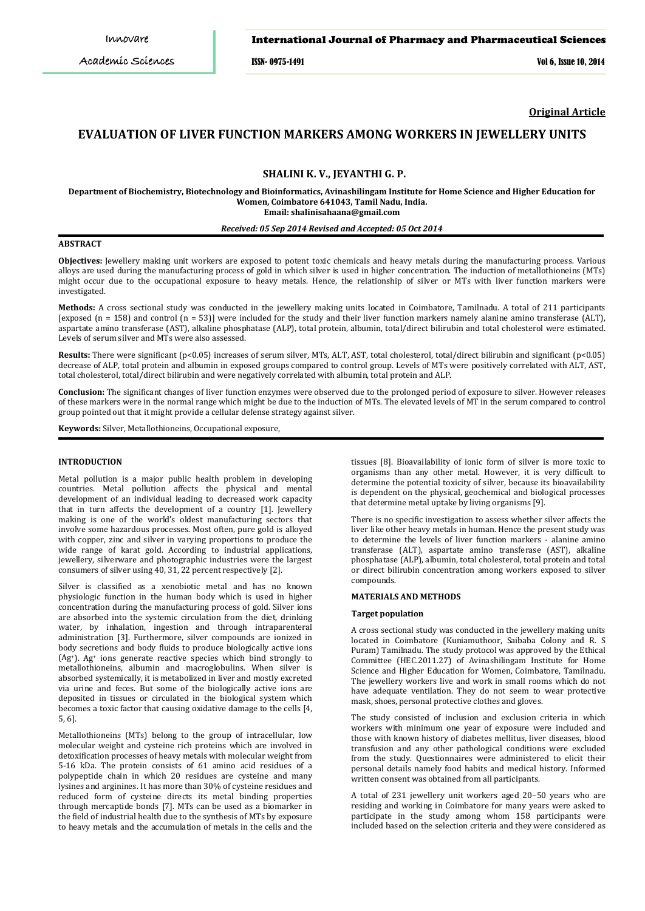**Original Article**

# EVALUATION OF LIVER FUNCTION MARKERS AMONG WORKERS IN JEWELLERY UNITS

**SHALINI K. V., JEYANTHI G. P.**

**Department of Biochemistry, Biotechnology and Bioinformatics, Avinashilingam Institute for Home Science and Higher Education for Women, Coimbatore 641043, Tamil Nadu, India.**
**Email: shalinisahaana@gmail.com**

***Received: 05 Sep 2014 Revised and Accepted: 05 Oct 2014***

## ABSTRACT

**Objectives:** Jewellery making unit workers are exposed to potent toxic chemicals and heavy metals during the manufacturing process. Various alloys are used during the manufacturing process of gold in which silver is used in higher concentration. The induction of metallothioneins (MTs) might occur due to the occupational exposure to heavy metals. Hence, the relationship of silver or MTs with liver function markers were investigated.

**Methods:** A cross sectional study was conducted in the jewellery making units located in Coimbatore, Tamilnadu. A total of 211 participants [exposed (n = 158) and control (n = 53)] were included for the study and their liver function markers namely alanine amino transferase (ALT), aspartate amino transferase (AST), alkaline phosphatase (ALP), total protein, albumin, total/direct bilirubin and total cholesterol were estimated. Levels of serum silver and MTs were also assessed.

**Results:** There were significant ($p<0.05$) increases of serum silver, MTs, ALT, AST, total cholesterol, total/direct bilirubin and significant ($p<0.05$) decrease of ALP, total protein and albumin in exposed groups compared to control group. Levels of MTs were positively correlated with ALT, AST, total cholesterol, total/direct bilirubin and were negatively correlated with albumin, total protein and ALP.

**Conclusion:** The significant changes of liver function enzymes were observed due to the prolonged period of exposure to silver. However releases of these markers were in the normal range which might be due to the induction of MTs. The elevated levels of MT in the serum compared to control group pointed out that it might provide a cellular defense strategy against silver.

**Keywords:** Silver, Metallothioneins, Occupational exposure,

## INTRODUCTION

Metal pollution is a major public health problem in developing countries. Metal pollution affects the physical and mental development of an individual leading to decreased work capacity that in turn affects the development of a country [1]. Jewellery making is one of the world's oldest manufacturing sectors that involve some hazardous processes. Most often, pure gold is alloyed with copper, zinc and silver in varying proportions to produce the wide range of karat gold. According to industrial applications, jewellery, silverware and photographic industries were the largest consumers of silver using 40, 31, 22 percent respectively [2].

Silver is classified as a xenobiotic metal and has no known physiologic function in the human body which is used in higher concentration during the manufacturing process of gold. Silver ions are absorbed into the systemic circulation from the diet, drinking water, by inhalation, ingestion and through intraparenteral administration [3]. Furthermore, silver compounds are ionized in body secretions and body fluids to produce biologically active ions ($Ag^{+}$). $Ag^{+}$ ions generate reactive species which bind strongly to metallothioneins, albumin and macroglobulins. When silver is absorbed systemically, it is metabolized in liver and mostly excreted via urine and feces. But some of the biologically active ions are deposited in tissues or circulated in the biological system which becomes a toxic factor that causing oxidative damage to the cells [4, 5, 6].

Metallothioneins (MTs) belong to the group of intracellular, low molecular weight and cysteine rich proteins which are involved in detoxification processes of heavy metals with molecular weight from 5-16 kDa. The protein consists of 61 amino acid residues of a polypeptide chain in which 20 residues are cysteine and many lysines and arginines. It has more than 30% of cysteine residues and reduced form of cysteine directs its metal binding properties through mercaptide bonds [7]. MTs can be used as a biomarker in the field of industrial health due to the synthesis of MTs by exposure to heavy metals and the accumulation of metals in the cells and the tissues [8]. Bioavailability of ionic form of silver is more toxic to organisms than any other metal. However, it is very difficult to determine the potential toxicity of silver, because its bioavailability is dependent on the physical, geochemical and biological processes that determine metal uptake by living organisms [9].

There is no specific investigation to assess whether silver affects the liver like other heavy metals in human. Hence the present study was to determine the levels of liver function markers - alanine amino transferase (ALT), aspartate amino transferase (AST), alkaline phosphatase (ALP), albumin, total cholesterol, total protein and total or direct bilirubin concentration among workers exposed to silver compounds.

## MATERIALS AND METHODS

### Target population

A cross sectional study was conducted in the jewellery making units located in Coimbatore (Kuniamuthoor, Saibaba Colony and R. S Puram) Tamilnadu. The study protocol was approved by the Ethical Committee (HEC.2011.27) of Avinashilingam Institute for Home Science and Higher Education for Women, Coimbatore, Tamilnadu. The jewellery workers live and work in small rooms which do not have adequate ventilation. They do not seem to wear protective mask, shoes, personal protective clothes and gloves.

The study consisted of inclusion and exclusion criteria in which workers with minimum one year of exposure were included and those with known history of diabetes mellitus, liver diseases, blood transfusion and any other pathological conditions were excluded from the study. Questionnaires were administered to elicit their personal details namely food habits and medical history. Informed written consent was obtained from all participants.

A total of 231 jewellery unit workers aged 20–50 years who are residing and working in Coimbatore for many years were asked to participate in the study among whom 158 participants were included based on the selection criteria and they were considered as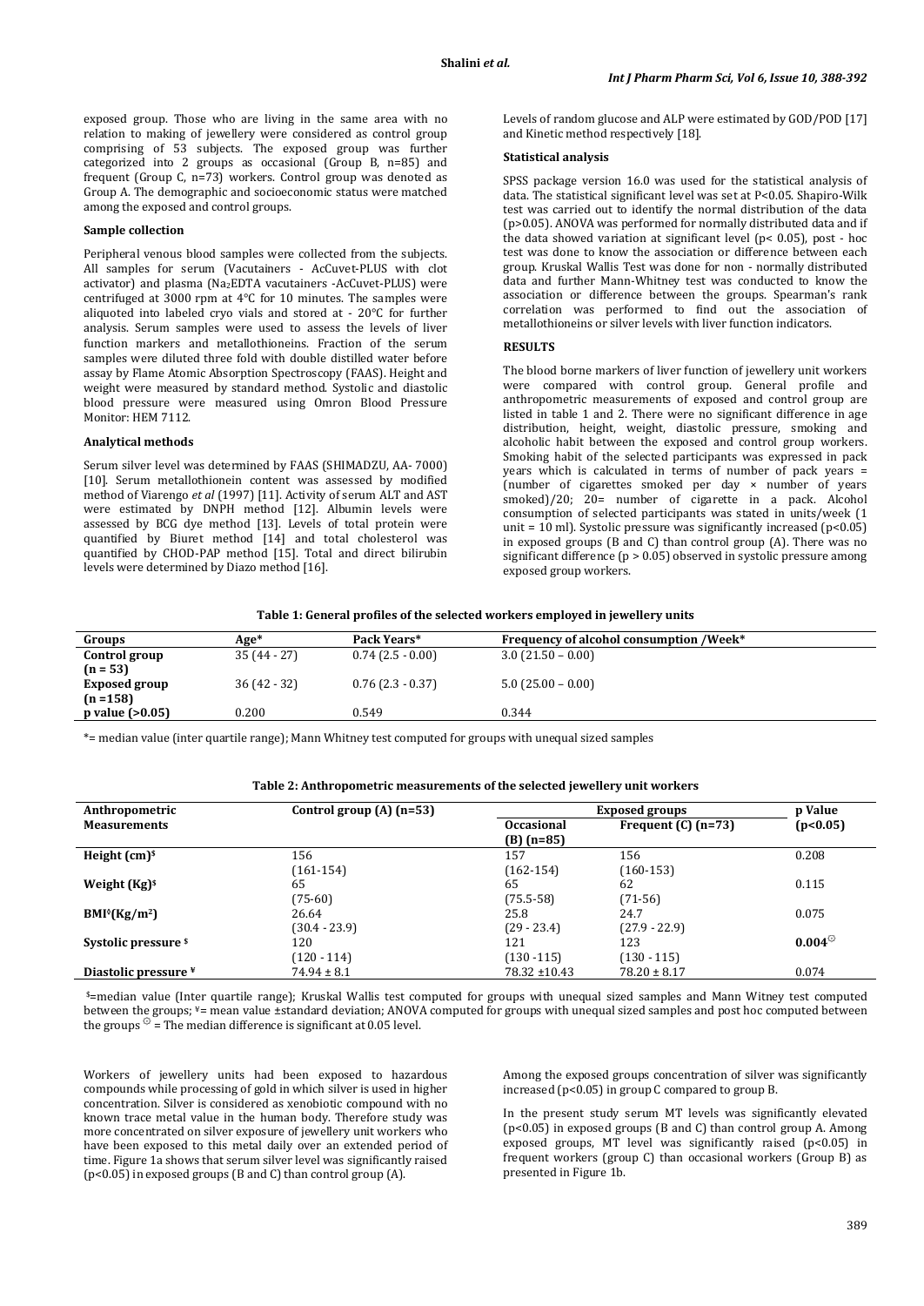exposed group. Those who are living in the same area with no relation to making of jewellery were considered as control group comprising of 53 subjects. The exposed group was further categorized into 2 groups as occasional (Group B, n=85) and frequent (Group C, n=73) workers. Control group was denoted as Group A. The demographic and socioeconomic status were matched among the exposed and control groups.

#### Sample collection

Peripheral venous blood samples were collected from the subjects. All samples for serum (Vacutainers - AcCuvet-PLUS with clot activator) and plasma ($Na_2EDTA$ vacutainers -AcCuvet-PLUS) were centrifuged at 3000 rpm at 4°C for 10 minutes. The samples were aliquoted into labeled cryo vials and stored at - 20°C for further analysis. Serum samples were used to assess the levels of liver function markers and metallothioneins. Fraction of the serum samples were diluted three fold with double distilled water before assay by Flame Atomic Absorption Spectroscopy (FAAS). Height and weight were measured by standard method. Systolic and diastolic blood pressure were measured using Omron Blood Pressure Monitor: HEM 7112.

#### Analytical methods

Serum silver level was determined by FAAS (SHIMADZU, AA- 7000) [10]. Serum metallothionein content was assessed by modified method of Viarengo *et al* (1997) [11]. Activity of serum ALT and AST were estimated by DNPH method [12]. Albumin levels were assessed by BCG dye method [13]. Levels of total protein were quantified by Biuret method [14] and total cholesterol was quantified by CHOD-PAP method [15]. Total and direct bilirubin levels were determined by Diazo method [16].

Levels of random glucose and ALP were estimated by GOD/POD [17] and Kinetic method respectively [18].

#### Statistical analysis

SPSS package version 16.0 was used for the statistical analysis of data. The statistical significant level was set at $P<0.05$. Shapiro-Wilk test was carried out to identify the normal distribution of the data ($p>0.05$). ANOVA was performed for normally distributed data and if the data showed variation at significant level ($p<0.05$), post - hoc test was done to know the association or difference between each group. Kruskal Wallis Test was done for non - normally distributed data and further Mann-Whitney test was conducted to know the association or difference between the groups. Spearman's rank correlation was performed to find out the association of metallothioneins or silver levels with liver function indicators.

## RESULTS

The blood borne markers of liver function of jewellery unit workers were compared with control group. General profile and anthropometric measurements of exposed and control group are listed in table 1 and 2. There were no significant difference in age distribution, height, weight, diastolic pressure, smoking and alcoholic habit between the exposed and control group workers. Smoking habit of the selected participants was expressed in pack years which is calculated in terms of number of pack years = (number of cigarettes smoked per day × number of years smoked)/20; 20= number of cigarette in a pack. Alcohol consumption of selected participants was stated in units/week (1 unit = 10 ml). Systolic pressure was significantly increased ($p<0.05$) in exposed groups (B and C) than control group (A). There was no significant difference ($p > 0.05$) observed in systolic pressure among exposed group workers.

**Table 1: General profiles of the selected workers employed in jewellery units**

| Groups | Age* | Pack Years* | Frequency of alcohol consumption /Week* |
|---|---|---|---|
| **Control group (n = 53)** | 35 (44 - 27) | 0.74 (2.5 - 0.00) | 3.0 (21.50 – 0.00) |
| **Exposed group (n =158)** | 36 (42 - 32) | 0.76 (2.3 - 0.37) | 5.0 (25.00 – 0.00) |
| **p value (>0.05)** | 0.200 | 0.549 | 0.344 |

*= median value (inter quartile range); Mann Whitney test computed for groups with unequal sized samples

**Table 2: Anthropometric measurements of the selected jewellery unit workers**

| Anthropometric Measurements | Control group (A) (n=53) | Exposed groups | | p Value (p<0.05) |
|---|---|---|---|---|
| | | Occasional (B) (n=85) | Frequent (C) (n=73) | |
| **Height (cm)$** | 156 (161-154) | 157 (162-154) | 156 (160-153) | 0.208 |
| **Weight (Kg)$** | 65 (75-60) | 65 (75.5-58) | 62 (71-56) | 0.115 |
| **BMI$ ($Kg/m^2$)** | 26.64 (30.4 - 23.9) | 25.8 (29 - 23.4) | 24.7 (27.9 - 22.9) | 0.075 |
| **Systolic pressure $** | 120 (120 - 114) | 121 (130 -115) | 123 (130 - 115) | **0.004**☺ |
| **Diastolic pressure ¥** | 74.94 ± 8.1 | 78.32 ±10.43 | 78.20 ± 8.17 | 0.074 |

$=median value (Inter quartile range); Kruskal Wallis test computed for groups with unequal sized samples and Mann Witney test computed between the groups; ¥= mean value ±standard deviation; ANOVA computed for groups with unequal sized samples and post hoc computed between the groups ☺ = The median difference is significant at 0.05 level.

Workers of jewellery units had been exposed to hazardous compounds while processing of gold in which silver is used in higher concentration. Silver is considered as xenobiotic compound with no known trace metal value in the human body. Therefore study was more concentrated on silver exposure of jewellery unit workers who have been exposed to this metal daily over an extended period of time. Figure 1a shows that serum silver level was significantly raised ($p<0.05$) in exposed groups (B and C) than control group (A).

Among the exposed groups concentration of silver was significantly increased ($p<0.05$) in group C compared to group B.

In the present study serum MT levels was significantly elevated ($p<0.05$) in exposed groups (B and C) than control group A. Among exposed groups, MT level was significantly raised ($p<0.05$) in frequent workers (group C) than occasional workers (Group B) as presented in Figure 1b.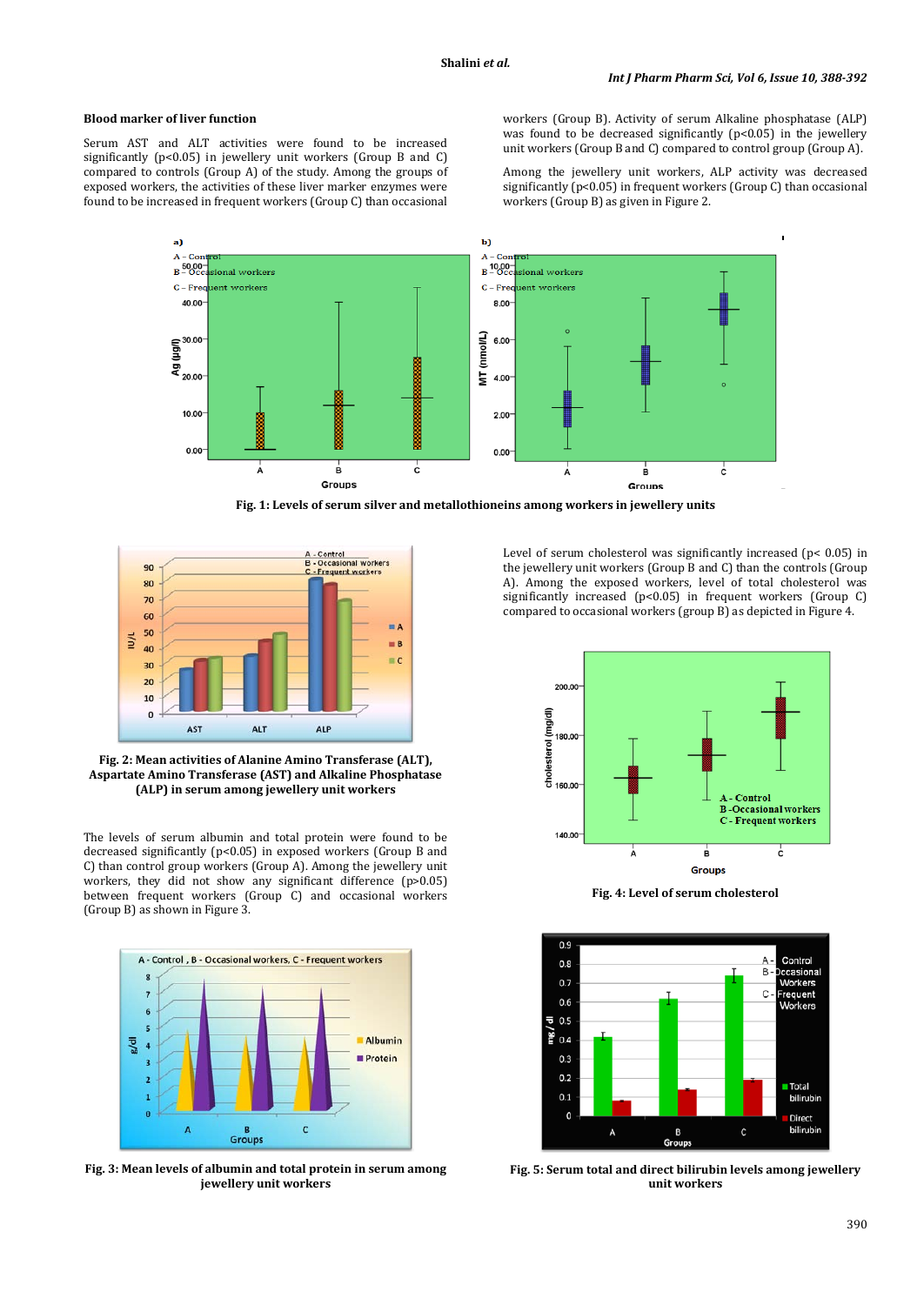### Blood marker of liver function

Serum AST and ALT activities were found to be increased significantly ($p<0.05$) in jewellery unit workers (Group B and C) compared to controls (Group A) of the study. Among the groups of exposed workers, the activities of these liver marker enzymes were found to be increased in frequent workers (Group C) than occasional workers (Group B). Activity of serum Alkaline phosphatase (ALP) was found to be decreased significantly ($p<0.05$) in the jewellery unit workers (Group B and C) compared to control group (Group A).

Among the jewellery unit workers, ALP activity was decreased significantly ($p<0.05$) in frequent workers (Group C) than occasional workers (Group B) as given in Figure 2.

**Fig. 1: Levels of serum silver and metallothioneins among workers in jewellery units**

**Fig. 2: Mean activities of Alanine Amino Transferase (ALT), Aspartate Amino Transferase (AST) and Alkaline Phosphatase (ALP) in serum among jewellery unit workers**

The levels of serum albumin and total protein were found to be decreased significantly ($p<0.05$) in exposed workers (Group B and C) than control group workers (Group A). Among the jewellery unit workers, they did not show any significant difference ($p>0.05$) between frequent workers (Group C) and occasional workers (Group B) as shown in Figure 3.

**Fig. 3: Mean levels of albumin and total protein in serum among jewellery unit workers**

Level of serum cholesterol was significantly increased ($p< 0.05$) in the jewellery unit workers (Group B and C) than the controls (Group A). Among the exposed workers, level of total cholesterol was significantly increased ($p<0.05$) in frequent workers (Group C) compared to occasional workers (group B) as depicted in Figure 4.

**Fig. 4: Level of serum cholesterol**

**Fig. 5: Serum total and direct bilirubin levels among jewellery unit workers**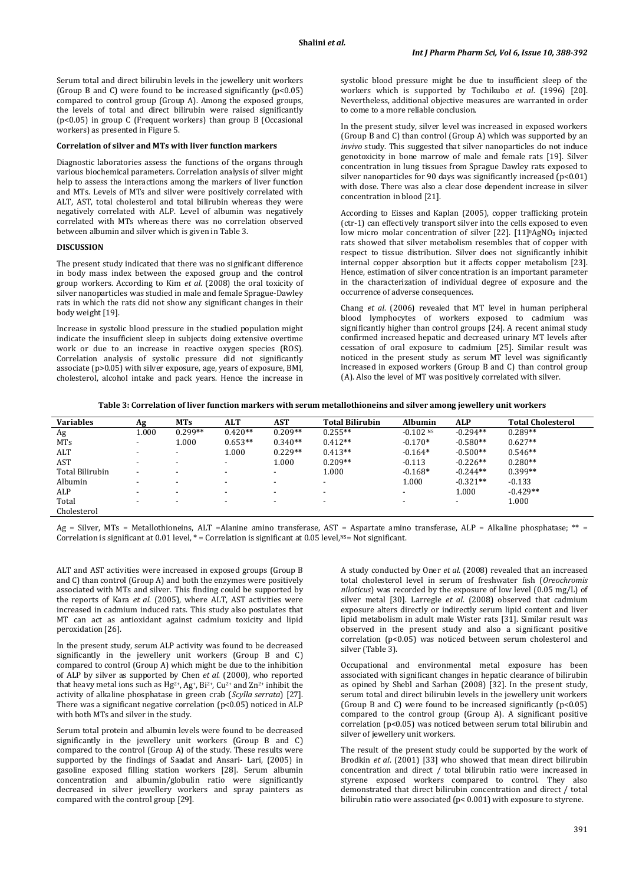Serum total and direct bilirubin levels in the jewellery unit workers (Group B and C) were found to be increased significantly ($p<0.05$) compared to control group (Group A). Among the exposed groups, the levels of total and direct bilirubin were raised significantly ($p<0.05$) in group C (Frequent workers) than group B (Occasional workers) as presented in Figure 5.

### Correlation of silver and MTs with liver function markers

Diagnostic laboratories assess the functions of the organs through various biochemical parameters. Correlation analysis of silver might help to assess the interactions among the markers of liver function and MTs. Levels of MTs and silver were positively correlated with ALT, AST, total cholesterol and total bilirubin whereas they were negatively correlated with ALP. Level of albumin was negatively correlated with MTs whereas there was no correlation observed between albumin and silver which is given in Table 3.

## DISCUSSION

The present study indicated that there was no significant difference in body mass index between the exposed group and the control group workers. According to Kim *et al*. (2008) the oral toxicity of silver nanoparticles was studied in male and female Sprague-Dawley rats in which the rats did not show any significant changes in their body weight [19].

Increase in systolic blood pressure in the studied population might indicate the insufficient sleep in subjects doing extensive overtime work or due to an increase in reactive oxygen species (ROS). Correlation analysis of systolic pressure did not significantly associate ($p>0.05$) with silver exposure, age, years of exposure, BMI, cholesterol, alcohol intake and pack years. Hence the increase in systolic blood pressure might be due to insufficient sleep of the workers which is supported by Tochikubo *et al*. (1996) [20]. Nevertheless, additional objective measures are warranted in order to come to a more reliable conclusion.

In the present study, silver level was increased in exposed workers (Group B and C) than control (Group A) which was supported by an *invivo* study. This suggested that silver nanoparticles do not induce genotoxicity in bone marrow of male and female rats [19]. Silver concentration in lung tissues from Sprague Dawley rats exposed to silver nanoparticles for 90 days was significantly increased ($p<0.01$) with dose. There was also a clear dose dependent increase in silver concentration in blood [21].

According to Eisses and Kaplan (2005), copper trafficking protein (ctr-1) can effectively transport silver into the cells exposed to even low micro molar concentration of silver [22]. [11]$^{0}AgNO_3$ injected rats showed that silver metabolism resembles that of copper with respect to tissue distribution. Silver does not significantly inhibit internal copper absorption but it affects copper metabolism [23]. Hence, estimation of silver concentration is an important parameter in the characterization of individual degree of exposure and the occurrence of adverse consequences.

Chang *et al*. (2006) revealed that MT level in human peripheral blood lymphocytes of workers exposed to cadmium was significantly higher than control groups [24]. A recent animal study confirmed increased hepatic and decreased urinary MT levels after cessation of oral exposure to cadmium [25]. Similar result was noticed in the present study as serum MT level was significantly increased in exposed workers (Group B and C) than control group (A). Also the level of MT was positively correlated with silver.

**Table 3: Correlation of liver function markers with serum metallothioneins and silver among jewellery unit workers**

| Variables | Ag | MTs | ALT | AST | Total Bilirubin | Albumin | ALP | Total Cholesterol |
|---|---|---|---|---|---|---|---|---|
| Ag | 1.000 | 0.299** | 0.420** | 0.209** | 0.255** | -0.102 NS | -0.294** | 0.289** |
| MTs | - | 1.000 | 0.653** | 0.340** | 0.412** | -0.170* | -0.580** | 0.627** |
| ALT | - | - | 1.000 | 0.229** | 0.413** | -0.164* | -0.500** | 0.546** |
| AST | - | - | - | 1.000 | 0.209** | -0.113 | -0.226** | 0.280** |
| Total Bilirubin | - | - | - | - | 1.000 | -0.168* | -0.244** | 0.399** |
| Albumin | - | - | - | - | - | 1.000 | -0.321** | -0.133 |
| ALP | - | - | - | - | - | - | 1.000 | -0.429** |
| Total Cholesterol | - | - | - | - | - | - | - | 1.000 |

Ag = Silver, MTs = Metallothioneins, ALT =Alanine amino transferase, AST = Aspartate amino transferase, ALP = Alkaline phosphatase; ** = Correlation is significant at 0.01 level, * = Correlation is significant at 0.05 level, NS = Not significant.

ALT and AST activities were increased in exposed groups (Group B and C) than control (Group A) and both the enzymes were positively associated with MTs and silver. This finding could be supported by the reports of Kara *et al*. (2005), where ALT, AST activities were increased in cadmium induced rats. This study also postulates that MT can act as antioxidant against cadmium toxicity and lipid peroxidation [26].

In the present study, serum ALP activity was found to be decreased significantly in the jewellery unit workers (Group B and C) compared to control (Group A) which might be due to the inhibition of ALP by silver as supported by Chen *et al*. (2000), who reported that heavy metal ions such as $Hg^{2+}$, $Ag^{+}$, $Bi^{2+}$, $Cu^{2+}$ and $Zn^{2+}$ inhibit the activity of alkaline phosphatase in green crab (*Scylla serrata*) [27]. There was a significant negative correlation ($p<0.05$) noticed in ALP with both MTs and silver in the study.

Serum total protein and albumin levels were found to be decreased significantly in the jewellery unit workers (Group B and C) compared to the control (Group A) of the study. These results were supported by the findings of Saadat and Ansari- Lari, (2005) in gasoline exposed filling station workers [28]. Serum albumin concentration and albumin/globulin ratio were significantly decreased in silver jewellery workers and spray painters as compared with the control group [29].

A study conducted by Oner *et al*. (2008) revealed that an increased total cholesterol level in serum of freshwater fish (*Oreochromis niloticus*) was recorded by the exposure of low level (0.05 mg/L) of silver metal [30]. Larregle *et al*. (2008) observed that cadmium exposure alters directly or indirectly serum lipid content and liver lipid metabolism in adult male Wister rats [31]. Similar result was observed in the present study and also a significant positive correlation ($p<0.05$) was noticed between serum cholesterol and silver (Table 3).

Occupational and environmental metal exposure has been associated with significant changes in hepatic clearance of bilirubin as opined by Shebl and Sarhan (2008) [32]. In the present study, serum total and direct bilirubin levels in the jewellery unit workers (Group B and C) were found to be increased significantly ($p<0.05$) compared to the control group (Group A). A significant positive correlation ($p<0.05$) was noticed between serum total bilirubin and silver of jewellery unit workers.

The result of the present study could be supported by the work of Brodkin *et al*. (2001) [33] who showed that mean direct bilirubin concentration and direct / total bilirubin ratio were increased in styrene exposed workers compared to control. They also demonstrated that direct bilirubin concentration and direct / total bilirubin ratio were associated ($p< 0.001$) with exposure to styrene.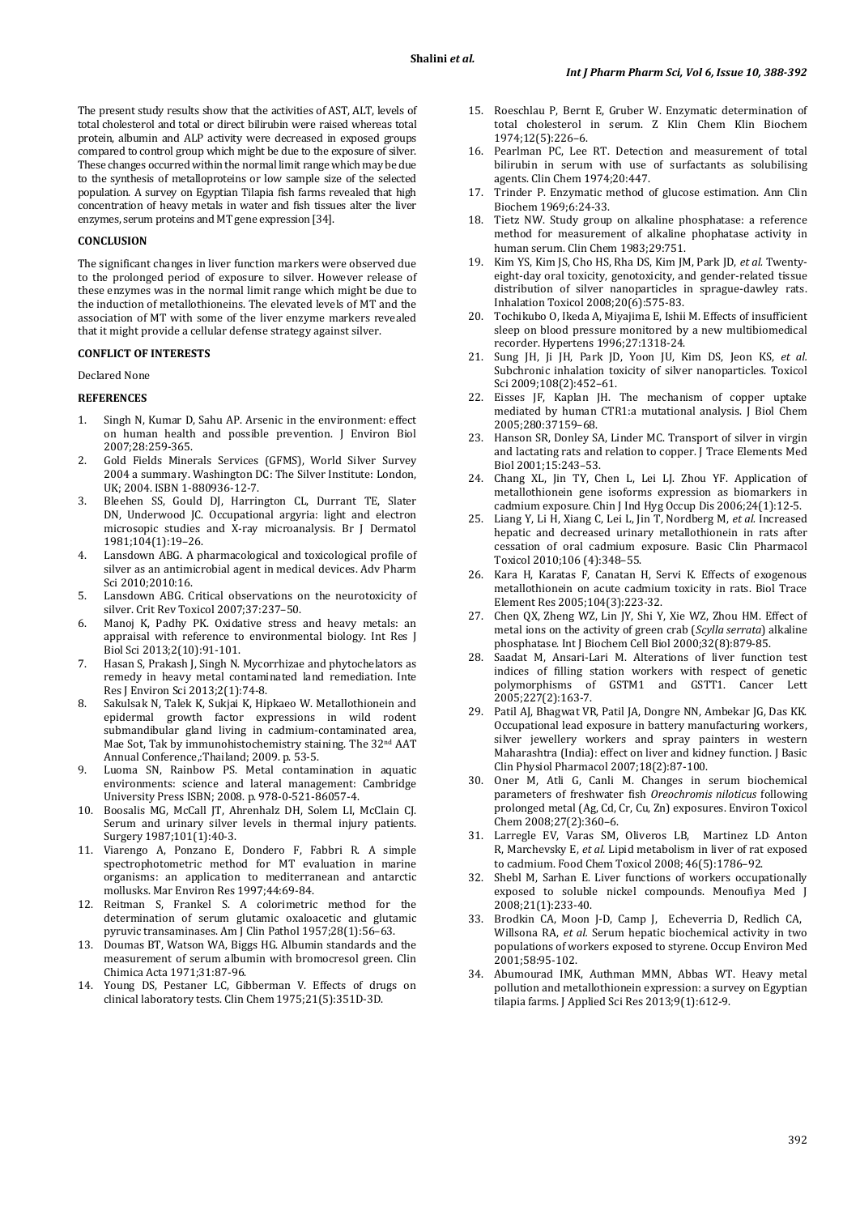The present study results show that the activities of AST, ALT, levels of total cholesterol and total or direct bilirubin were raised whereas total protein, albumin and ALP activity were decreased in exposed groups compared to control group which might be due to the exposure of silver. These changes occurred within the normal limit range which may be due to the synthesis of metalloproteins or low sample size of the selected population. A survey on Egyptian Tilapia fish farms revealed that high concentration of heavy metals in water and fish tissues alter the liver enzymes, serum proteins and MT gene expression [34].

## CONCLUSION

The significant changes in liver function markers were observed due to the prolonged period of exposure to silver. However release of these enzymes was in the normal limit range which might be due to the induction of metallothioneins. The elevated levels of MT and the association of MT with some of the liver enzyme markers revealed that it might provide a cellular defense strategy against silver.

## CONFLICT OF INTERESTS

Declared None

## REFERENCES

1. Singh N, Kumar D, Sahu AP. Arsenic in the environment: effect on human health and possible prevention. J Environ Biol 2007;28:259-365.
2. Gold Fields Minerals Services (GFMS), World Silver Survey 2004 a summary. Washington DC: The Silver Institute: London, UK; 2004. ISBN 1-880936-12-7.
3. Bleehen SS, Gould DJ, Harrington CL, Durrant TE, Slater DN, Underwood JC. Occupational argyria: light and electron microsopic studies and X-ray microanalysis. Br J Dermatol 1981;104(1):19–26.
4. Lansdown ABG. A pharmacological and toxicological profile of silver as an antimicrobial agent in medical devices. Adv Pharm Sci 2010;2010:16.
5. Lansdown ABG. Critical observations on the neurotoxicity of silver. Crit Rev Toxicol 2007;37:237–50.
6. Manoj K, Padhy PK. Oxidative stress and heavy metals: an appraisal with reference to environmental biology. Int Res J Biol Sci 2013;2(10):91-101.
7. Hasan S, Prakash J, Singh N. Mycorrhizae and phytochelators as remedy in heavy metal contaminated land remediation. Inte Res J Environ Sci 2013;2(1):74-8.
8. Sakulsak N, Talek K, Sukjai K, Hipkaeo W. Metallothionein and epidermal growth factor expressions in wild rodent submandibular gland living in cadmium-contaminated area, Mae Sot, Tak by immunohistochemistry staining. The 32nd AAT Annual Conference,:Thailand; 2009. p. 53-5.
9. Luoma SN, Rainbow PS. Metal contamination in aquatic environments: science and lateral management: Cambridge University Press ISBN; 2008. p. 978-0-521-86057-4.
10. Boosalis MG, McCall JT, Ahrenhalz DH, Solem LI, McClain CJ. Serum and urinary silver levels in thermal injury patients. Surgery 1987;101(1):40-3.
11. Viarengo A, Ponzano E, Dondero F, Fabbri R. A simple spectrophotometric method for MT evaluation in marine organisms: an application to mediterranean and antarctic mollusks. Mar Environ Res 1997;44:69-84.
12. Reitman S, Frankel S. A colorimetric method for the determination of serum glutamic oxaloacetic and glutamic pyruvic transaminases. Am J Clin Pathol 1957;28(1):56–63.
13. Doumas BT, Watson WA, Biggs HG. Albumin standards and the measurement of serum albumin with bromocresol green. Clin Chimica Acta 1971;31:87-96.
14. Young DS, Pestaner LC, Gibberman V. Effects of drugs on clinical laboratory tests. Clin Chem 1975;21(5):351D-3D.
15. Roeschlau P, Bernt E, Gruber W. Enzymatic determination of total cholesterol in serum. Z Klin Chem Klin Biochem 1974;12(5):226–6.
16. Pearlman PC, Lee RT. Detection and measurement of total bilirubin in serum with use of surfactants as solubilising agents. Clin Chem 1974;20:447.
17. Trinder P. Enzymatic method of glucose estimation. Ann Clin Biochem 1969;6:24-33.
18. Tietz NW. Study group on alkaline phosphatase: a reference method for measurement of alkaline phophatase activity in human serum. Clin Chem 1983;29:751.
19. Kim YS, Kim JS, Cho HS, Rha DS, Kim JM, Park JD, *et al.* Twenty-eight-day oral toxicity, genotoxicity, and gender-related tissue distribution of silver nanoparticles in sprague-dawley rats. Inhalation Toxicol 2008;20(6):575-83.
20. Tochikubo O, Ikeda A, Miyajima E, Ishii M. Effects of insufficient sleep on blood pressure monitored by a new multibiomedical recorder. Hypertens 1996;27:1318-24.
21. Sung JH, Ji JH, Park JD, Yoon JU, Kim DS, Jeon KS, *et al.* Subchronic inhalation toxicity of silver nanoparticles. Toxicol Sci 2009;108(2):452–61.
22. Eisses JF, Kaplan JH. The mechanism of copper uptake mediated by human CTR1:a mutational analysis. J Biol Chem 2005;280:37159–68.
23. Hanson SR, Donley SA, Linder MC. Transport of silver in virgin and lactating rats and relation to copper. J Trace Elements Med Biol 2001;15:243–53.
24. Chang XL, Jin TY, Chen L, Lei LJ. Zhou YF. Application of metallothionein gene isoforms expression as biomarkers in cadmium exposure. Chin J Ind Hyg Occup Dis 2006;24(1):12-5.
25. Liang Y, Li H, Xiang C, Lei L, Jin T, Nordberg M, *et al.* Increased hepatic and decreased urinary metallothionein in rats after cessation of oral cadmium exposure. Basic Clin Pharmacol Toxicol 2010;106 (4):348–55.
26. Kara H, Karatas F, Canatan H, Servi K. Effects of exogenous metallothionein on acute cadmium toxicity in rats. Biol Trace Element Res 2005;104(3):223-32.
27. Chen QX, Zheng WZ, Lin JY, Shi Y, Xie WZ, Zhou HM. Effect of metal ions on the activity of green crab (*Scylla serrata*) alkaline phosphatase. Int J Biochem Cell Biol 2000;32(8):879-85.
28. Saadat M, Ansari-Lari M. Alterations of liver function test indices of filling station workers with respect of genetic polymorphisms of GSTM1 and GSTT1. Cancer Lett 2005;227(2):163-7.
29. Patil AJ, Bhagwat VR, Patil JA, Dongre NN, Ambekar JG, Das KK. Occupational lead exposure in battery manufacturing workers, silver jewellery workers and spray painters in western Maharashtra (India): effect on liver and kidney function. J Basic Clin Physiol Pharmacol 2007;18(2):87-100.
30. Oner M, Atli G, Canli M. Changes in serum biochemical parameters of freshwater fish *Oreochromis niloticus* following prolonged metal (Ag, Cd, Cr, Cu, Zn) exposures. Environ Toxicol Chem 2008;27(2):360–6.
31. Larregle EV, Varas SM, Oliveros LB, Martinez LD, Anton R, Marchevsky E, *et al.* Lipid metabolism in liver of rat exposed to cadmium. Food Chem Toxicol 2008; 46(5):1786–92.
32. Shebl M, Sarhan E. Liver functions of workers occupationally exposed to soluble nickel compounds. Menoufiya Med J 2008;21(1):233-40.
33. Brodkin CA, Moon J-D, Camp J, Echeverria D, Redlich CA, Willsona RA, *et al.* Serum hepatic biochemical activity in two populations of workers exposed to styrene. Occup Environ Med 2001;58:95-102.
34. Abumourad IMK, Authman MMN, Abbas WT. Heavy metal pollution and metallothionein expression: a survey on Egyptian tilapia farms. J Applied Sci Res 2013;9(1):612-9.